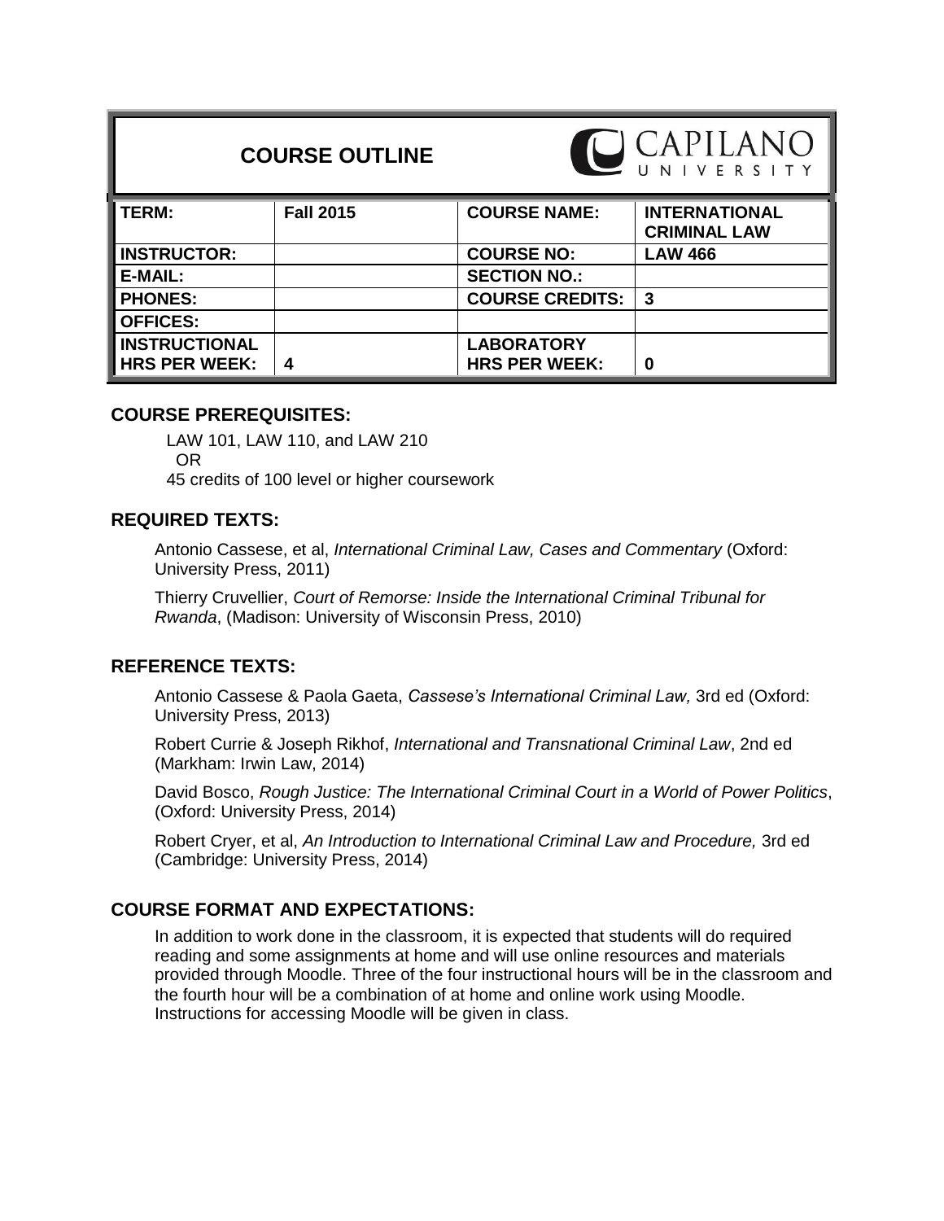# COURSE OUTLINE

CAPILANO UNIVERSITY

| TERM: | Fall 2015 | COURSE NAME: | INTERNATIONAL CRIMINAL LAW |
|---|---|---|---|
| INSTRUCTOR: | | COURSE NO: | LAW 466 |
| E-MAIL: | | SECTION NO.: | |
| PHONES: | | COURSE CREDITS: | 3 |
| OFFICES: | | | |
| INSTRUCTIONAL HRS PER WEEK: | 4 | LABORATORY HRS PER WEEK: | 0 |

## COURSE PREREQUISITES:

LAW 101, LAW 110, and LAW 210
OR
45 credits of 100 level or higher coursework

## REQUIRED TEXTS:

Antonio Cassese, et al, *International Criminal Law, Cases and Commentary* (Oxford: University Press, 2011)

Thierry Cruvellier, *Court of Remorse: Inside the International Criminal Tribunal for Rwanda*, (Madison: University of Wisconsin Press, 2010)

## REFERENCE TEXTS:

Antonio Cassese & Paola Gaeta, *Cassese's International Criminal Law,* 3rd ed (Oxford: University Press, 2013)

Robert Currie & Joseph Rikhof, *International and Transnational Criminal Law*, 2nd ed (Markham: Irwin Law, 2014)

David Bosco, *Rough Justice: The International Criminal Court in a World of Power Politics*, (Oxford: University Press, 2014)

Robert Cryer, et al, *An Introduction to International Criminal Law and Procedure,* 3rd ed (Cambridge: University Press, 2014)

## COURSE FORMAT AND EXPECTATIONS:

In addition to work done in the classroom, it is expected that students will do required reading and some assignments at home and will use online resources and materials provided through Moodle. Three of the four instructional hours will be in the classroom and the fourth hour will be a combination of at home and online work using Moodle. Instructions for accessing Moodle will be given in class.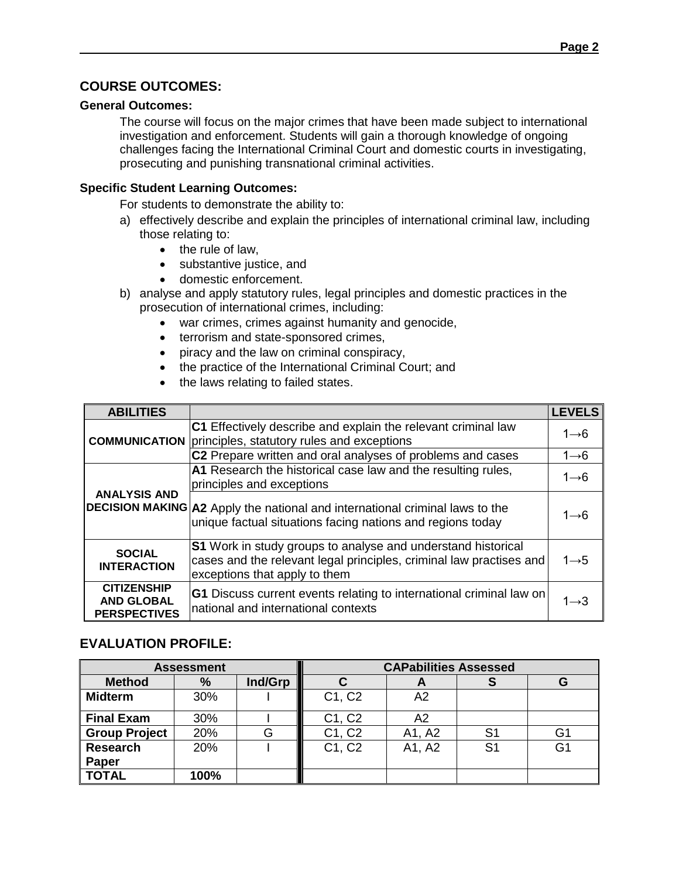## COURSE OUTCOMES:

### General Outcomes:

The course will focus on the major crimes that have been made subject to international investigation and enforcement. Students will gain a thorough knowledge of ongoing challenges facing the International Criminal Court and domestic courts in investigating, prosecuting and punishing transnational criminal activities.

### Specific Student Learning Outcomes:

For students to demonstrate the ability to:

a) effectively describe and explain the principles of international criminal law, including those relating to:
   - the rule of law,
   - substantive justice, and
   - domestic enforcement.
b) analyse and apply statutory rules, legal principles and domestic practices in the prosecution of international crimes, including:
   - war crimes, crimes against humanity and genocide,
   - terrorism and state-sponsored crimes,
   - piracy and the law on criminal conspiracy,
   - the practice of the International Criminal Court; and
   - the laws relating to failed states.

| ABILITIES | | LEVELS |
|---|---|---|
| COMMUNICATION | **C1** Effectively describe and explain the relevant criminal law principles, statutory rules and exceptions | 1→6 |
| | **C2** Prepare written and oral analyses of problems and cases | 1→6 |
| ANALYSIS AND DECISION MAKING | **A1** Research the historical case law and the resulting rules, principles and exceptions | 1→6 |
| | **A2** Apply the national and international criminal laws to the unique factual situations facing nations and regions today | 1→6 |
| SOCIAL INTERACTION | **S1** Work in study groups to analyse and understand historical cases and the relevant legal principles, criminal law practises and exceptions that apply to them | 1→5 |
| CITIZENSHIP AND GLOBAL PERSPECTIVES | **G1** Discuss current events relating to international criminal law on national and international contexts | 1→3 |

## EVALUATION PROFILE:

| Assessment | | | CAPabilities Assessed | | | |
|---|---|---|---|---|---|---|
| Method | % | Ind/Grp | C | A | S | G |
| Midterm | 30% | I | C1, C2 | A2 | | |
| Final Exam | 30% | I | C1, C2 | A2 | | |
| Group Project | 20% | G | C1, C2 | A1, A2 | S1 | G1 |
| Research Paper | 20% | I | C1, C2 | A1, A2 | S1 | G1 |
| TOTAL | 100% | | | | | |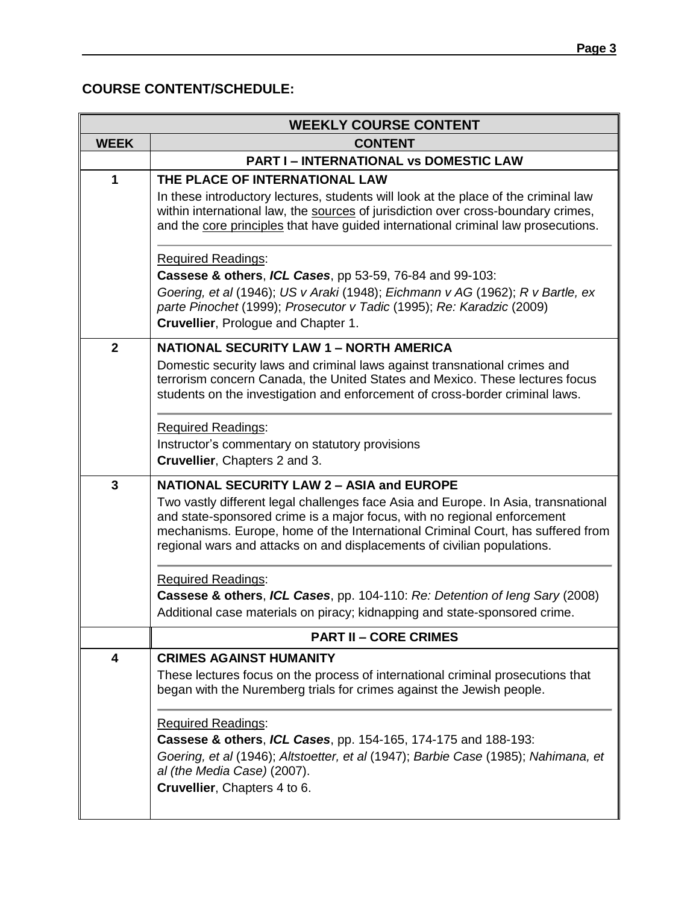## COURSE CONTENT/SCHEDULE:

| WEEKLY COURSE CONTENT | |
|---|---|
| **WEEK** | **CONTENT** |
| | **PART I – INTERNATIONAL vs DOMESTIC LAW** |
| **1** | **THE PLACE OF INTERNATIONAL LAW**<br>In these introductory lectures, students will look at the place of the criminal law within international law, the sources of jurisdiction over cross-boundary crimes, and the core principles that have guided international criminal law prosecutions.<br><br>Required Readings:<br>**Cassese & others**, ***ICL Cases***, pp 53-59, 76-84 and 99-103:<br>*Goering, et al* (1946); *US v Araki* (1948); *Eichmann v AG* (1962); *R v Bartle, ex parte Pinochet* (1999); *Prosecutor v Tadic* (1995); *Re: Karadzic* (2009)<br>**Cruvellier**, Prologue and Chapter 1. |
| **2** | **NATIONAL SECURITY LAW 1 – NORTH AMERICA**<br>Domestic security laws and criminal laws against transnational crimes and terrorism concern Canada, the United States and Mexico. These lectures focus students on the investigation and enforcement of cross-border criminal laws.<br><br>Required Readings:<br>Instructor's commentary on statutory provisions<br>**Cruvellier**, Chapters 2 and 3. |
| **3** | **NATIONAL SECURITY LAW 2 – ASIA and EUROPE**<br>Two vastly different legal challenges face Asia and Europe. In Asia, transnational and state-sponsored crime is a major focus, with no regional enforcement mechanisms. Europe, home of the International Criminal Court, has suffered from regional wars and attacks on and displacements of civilian populations.<br><br>Required Readings:<br>**Cassese & others**, ***ICL Cases***, pp. 104-110: *Re: Detention of Ieng Sary* (2008)<br>Additional case materials on piracy; kidnapping and state-sponsored crime. |
| | **PART II – CORE CRIMES** |
| **4** | **CRIMES AGAINST HUMANITY**<br>These lectures focus on the process of international criminal prosecutions that began with the Nuremberg trials for crimes against the Jewish people.<br><br>Required Readings:<br>**Cassese & others**, ***ICL Cases***, pp. 154-165, 174-175 and 188-193:<br>*Goering, et al* (1946); *Altstoetter, et al* (1947); *Barbie Case* (1985); *Nahimana, et al (the Media Case)* (2007).<br>**Cruvellier**, Chapters 4 to 6. |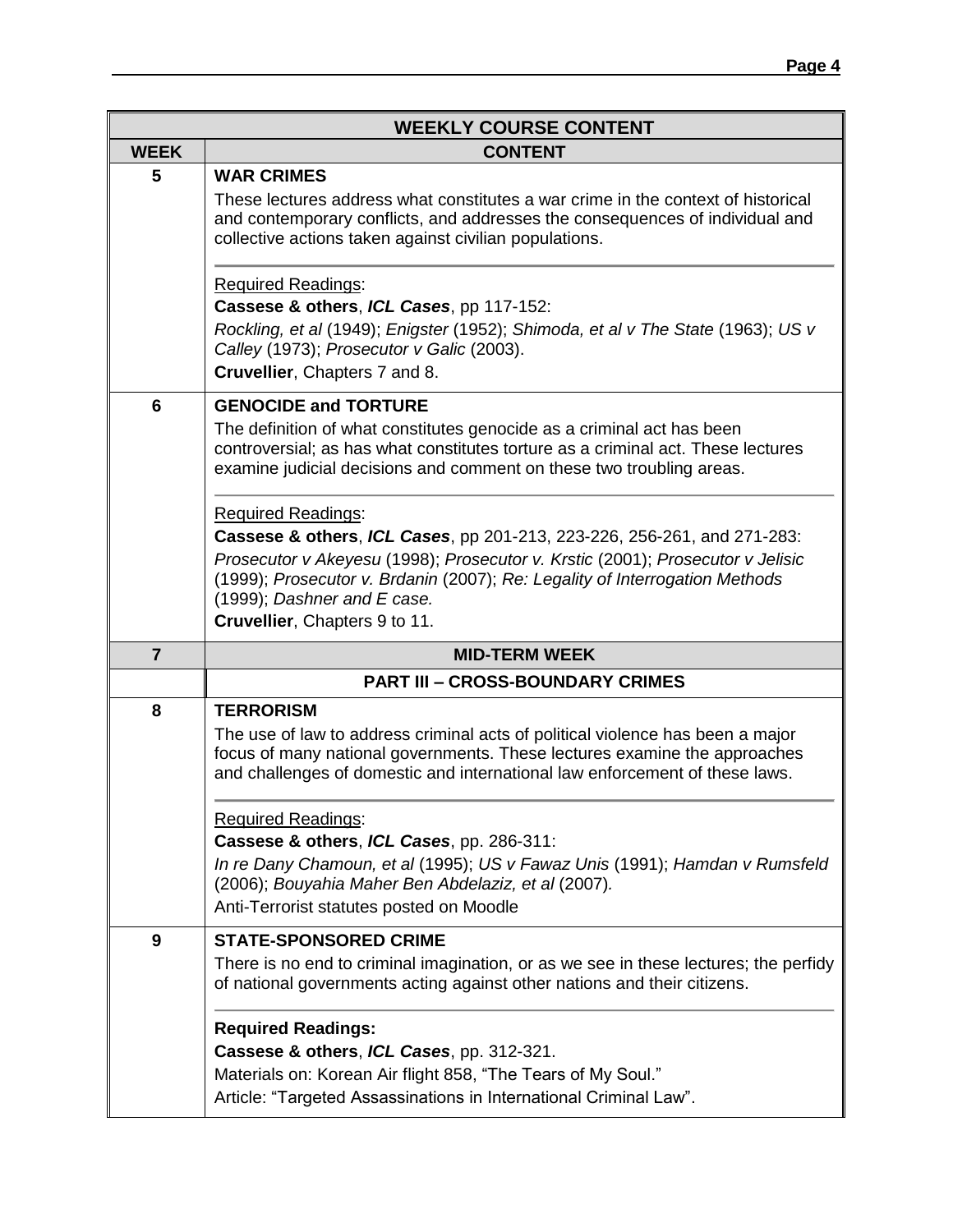| WEEKLY COURSE CONTENT | |
|---|---|
| **WEEK** | **CONTENT** |
| **5** | **WAR CRIMES**<br>These lectures address what constitutes a war crime in the context of historical and contemporary conflicts, and addresses the consequences of individual and collective actions taken against civilian populations.<br><br>Required Readings:<br>**Cassese & others**, ***ICL Cases***, pp 117-152:<br>*Rockling, et al* (1949); *Enigster* (1952); *Shimoda, et al v The State* (1963); *US v Calley* (1973); *Prosecutor v Galic* (2003).<br>**Cruvellier**, Chapters 7 and 8. |
| **6** | **GENOCIDE and TORTURE**<br>The definition of what constitutes genocide as a criminal act has been controversial; as has what constitutes torture as a criminal act. These lectures examine judicial decisions and comment on these two troubling areas.<br><br>Required Readings:<br>**Cassese & others**, ***ICL Cases***, pp 201-213, 223-226, 256-261, and 271-283:<br>*Prosecutor v Akeyesu* (1998); *Prosecutor v. Krstic* (2001); *Prosecutor v Jelisic* (1999); *Prosecutor v. Brdanin* (2007); *Re: Legality of Interrogation Methods* (1999); *Dashner and E case.*<br>**Cruvellier**, Chapters 9 to 11. |
| **7** | **MID-TERM WEEK** |
| | **PART III – CROSS-BOUNDARY CRIMES** |
| **8** | **TERRORISM**<br>The use of law to address criminal acts of political violence has been a major focus of many national governments. These lectures examine the approaches and challenges of domestic and international law enforcement of these laws.<br><br>Required Readings:<br>**Cassese & others**, ***ICL Cases***, pp. 286-311:<br>*In re Dany Chamoun, et al* (1995); *US v Fawaz Unis* (1991); *Hamdan v Rumsfeld* (2006); *Bouyahia Maher Ben Abdelaziz, et al* (2007).<br>Anti-Terrorist statutes posted on Moodle |
| **9** | **STATE-SPONSORED CRIME**<br>There is no end to criminal imagination, or as we see in these lectures; the perfidy of national governments acting against other nations and their citizens.<br><br>**Required Readings:**<br>**Cassese & others**, ***ICL Cases***, pp. 312-321.<br>Materials on: Korean Air flight 858, "The Tears of My Soul."<br>Article: "Targeted Assassinations in International Criminal Law". |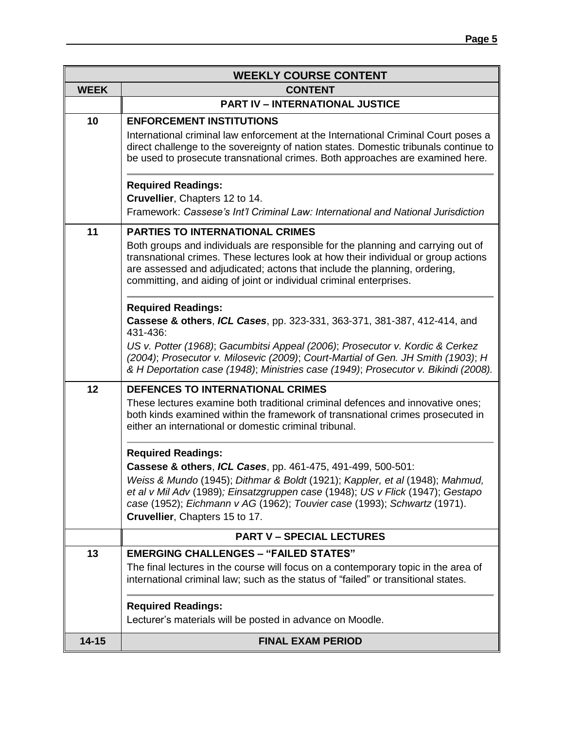| WEEKLY COURSE CONTENT | |
|---|---|
| **WEEK** | **CONTENT** |
| | **PART IV – INTERNATIONAL JUSTICE** |
| **10** | **ENFORCEMENT INSTITUTIONS**<br>International criminal law enforcement at the International Criminal Court poses a direct challenge to the sovereignty of nation states. Domestic tribunals continue to be used to prosecute transnational crimes. Both approaches are examined here.<br><br>**Required Readings:**<br>**Cruvellier**, Chapters 12 to 14.<br>Framework: *Cassese's Int'l Criminal Law: International and National Jurisdiction* |
| **11** | **PARTIES TO INTERNATIONAL CRIMES**<br>Both groups and individuals are responsible for the planning and carrying out of transnational crimes. These lectures look at how their individual or group actions are assessed and adjudicated; actons that include the planning, ordering, committing, and aiding of joint or individual criminal enterprises.<br><br>**Required Readings:**<br>**Cassese & others**, ***ICL Cases***, pp. 323-331, 363-371, 381-387, 412-414, and 431-436:<br>*US v. Potter (1968)*; *Gacumbitsi Appeal (2006)*; *Prosecutor v. Kordic & Cerkez (2004)*; *Prosecutor v. Milosevic (2009)*; *Court-Martial of Gen. JH Smith (1903)*; *H & H Deportation case (1948)*; *Ministries case (1949)*; *Prosecutor v. Bikindi (2008).* |
| **12** | **DEFENCES TO INTERNATIONAL CRIMES**<br>These lectures examine both traditional criminal defences and innovative ones; both kinds examined within the framework of transnational crimes prosecuted in either an international or domestic criminal tribunal.<br><br>**Required Readings:**<br>**Cassese & others**, ***ICL Cases***, pp. 461-475, 491-499, 500-501:<br>*Weiss & Mundo* (1945); *Dithmar & Boldt* (1921); *Kappler, et al* (1948); *Mahmud, et al v Mil Adv* (1989)*; Einsatzgruppen case* (1948); *US v Flick* (1947); *Gestapo case* (1952); *Eichmann v AG* (1962); *Touvier case* (1993); *Schwartz* (1971).<br>**Cruvellier**, Chapters 15 to 17. |
| | **PART V – SPECIAL LECTURES** |
| **13** | **EMERGING CHALLENGES – "FAILED STATES"**<br>The final lectures in the course will focus on a contemporary topic in the area of international criminal law; such as the status of "failed" or transitional states.<br><br>**Required Readings:**<br>Lecturer's materials will be posted in advance on Moodle. |
| **14-15** | **FINAL EXAM PERIOD** |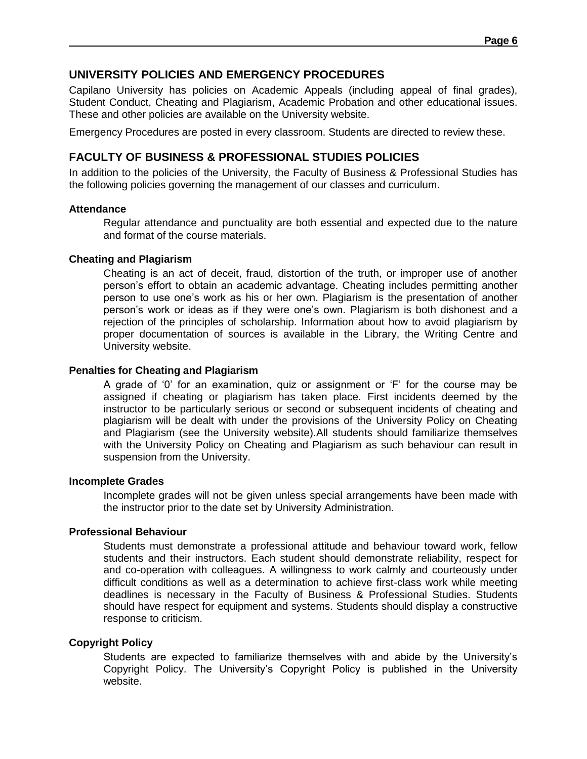## UNIVERSITY POLICIES AND EMERGENCY PROCEDURES

Capilano University has policies on Academic Appeals (including appeal of final grades), Student Conduct, Cheating and Plagiarism, Academic Probation and other educational issues. These and other policies are available on the University website.

Emergency Procedures are posted in every classroom. Students are directed to review these.

## FACULTY OF BUSINESS & PROFESSIONAL STUDIES POLICIES

In addition to the policies of the University, the Faculty of Business & Professional Studies has the following policies governing the management of our classes and curriculum.

### Attendance

Regular attendance and punctuality are both essential and expected due to the nature and format of the course materials.

### Cheating and Plagiarism

Cheating is an act of deceit, fraud, distortion of the truth, or improper use of another person's effort to obtain an academic advantage. Cheating includes permitting another person to use one's work as his or her own. Plagiarism is the presentation of another person's work or ideas as if they were one's own. Plagiarism is both dishonest and a rejection of the principles of scholarship. Information about how to avoid plagiarism by proper documentation of sources is available in the Library, the Writing Centre and University website.

### Penalties for Cheating and Plagiarism

A grade of '0' for an examination, quiz or assignment or 'F' for the course may be assigned if cheating or plagiarism has taken place. First incidents deemed by the instructor to be particularly serious or second or subsequent incidents of cheating and plagiarism will be dealt with under the provisions of the University Policy on Cheating and Plagiarism (see the University website).All students should familiarize themselves with the University Policy on Cheating and Plagiarism as such behaviour can result in suspension from the University.

### Incomplete Grades

Incomplete grades will not be given unless special arrangements have been made with the instructor prior to the date set by University Administration.

### Professional Behaviour

Students must demonstrate a professional attitude and behaviour toward work, fellow students and their instructors. Each student should demonstrate reliability, respect for and co-operation with colleagues. A willingness to work calmly and courteously under difficult conditions as well as a determination to achieve first-class work while meeting deadlines is necessary in the Faculty of Business & Professional Studies. Students should have respect for equipment and systems. Students should display a constructive response to criticism.

### Copyright Policy

Students are expected to familiarize themselves with and abide by the University's Copyright Policy. The University's Copyright Policy is published in the University website.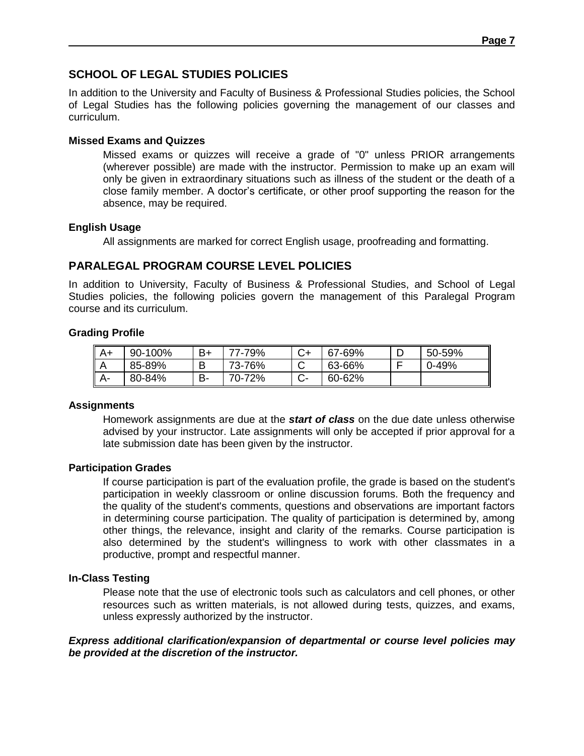## SCHOOL OF LEGAL STUDIES POLICIES

In addition to the University and Faculty of Business & Professional Studies policies, the School of Legal Studies has the following policies governing the management of our classes and curriculum.

### Missed Exams and Quizzes

Missed exams or quizzes will receive a grade of "0" unless PRIOR arrangements (wherever possible) are made with the instructor. Permission to make up an exam will only be given in extraordinary situations such as illness of the student or the death of a close family member. A doctor's certificate, or other proof supporting the reason for the absence, may be required.

### English Usage

All assignments are marked for correct English usage, proofreading and formatting.

## PARALEGAL PROGRAM COURSE LEVEL POLICIES

In addition to University, Faculty of Business & Professional Studies, and School of Legal Studies policies, the following policies govern the management of this Paralegal Program course and its curriculum.

### Grading Profile

| A+ | 90-100% | B+ | 77-79% | C+ | 67-69% | D | 50-59% |
|---|---|---|---|---|---|---|---|
| A | 85-89% | B | 73-76% | C | 63-66% | F | 0-49% |
| A- | 80-84% | B- | 70-72% | C- | 60-62% | | |

### Assignments

Homework assignments are due at the ***start of class*** on the due date unless otherwise advised by your instructor. Late assignments will only be accepted if prior approval for a late submission date has been given by the instructor.

### Participation Grades

If course participation is part of the evaluation profile, the grade is based on the student's participation in weekly classroom or online discussion forums. Both the frequency and the quality of the student's comments, questions and observations are important factors in determining course participation. The quality of participation is determined by, among other things, the relevance, insight and clarity of the remarks. Course participation is also determined by the student's willingness to work with other classmates in a productive, prompt and respectful manner.

### In-Class Testing

Please note that the use of electronic tools such as calculators and cell phones, or other resources such as written materials, is not allowed during tests, quizzes, and exams, unless expressly authorized by the instructor.

***Express additional clarification/expansion of departmental or course level policies may be provided at the discretion of the instructor.***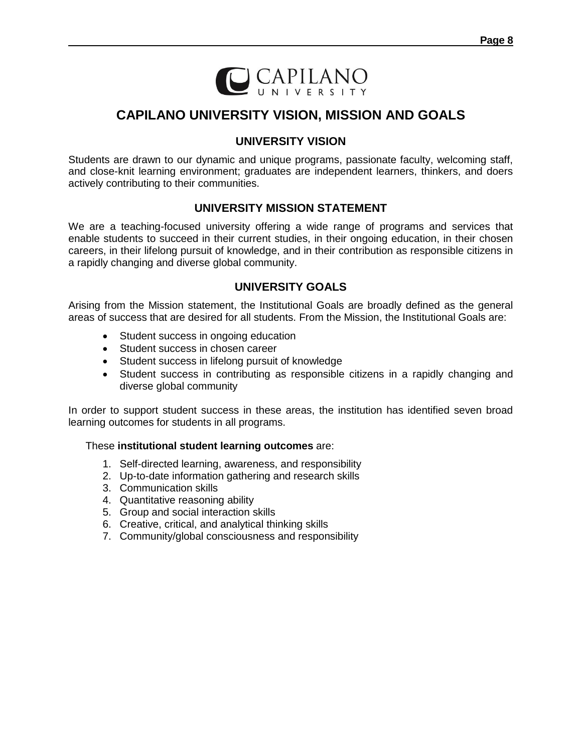# CAPILANO UNIVERSITY VISION, MISSION AND GOALS

## UNIVERSITY VISION

Students are drawn to our dynamic and unique programs, passionate faculty, welcoming staff, and close-knit learning environment; graduates are independent learners, thinkers, and doers actively contributing to their communities.

## UNIVERSITY MISSION STATEMENT

We are a teaching-focused university offering a wide range of programs and services that enable students to succeed in their current studies, in their ongoing education, in their chosen careers, in their lifelong pursuit of knowledge, and in their contribution as responsible citizens in a rapidly changing and diverse global community.

## UNIVERSITY GOALS

Arising from the Mission statement, the Institutional Goals are broadly defined as the general areas of success that are desired for all students. From the Mission, the Institutional Goals are:

- Student success in ongoing education
- Student success in chosen career
- Student success in lifelong pursuit of knowledge
- Student success in contributing as responsible citizens in a rapidly changing and diverse global community

In order to support student success in these areas, the institution has identified seven broad learning outcomes for students in all programs.

These **institutional student learning outcomes** are:

1. Self-directed learning, awareness, and responsibility
2. Up-to-date information gathering and research skills
3. Communication skills
4. Quantitative reasoning ability
5. Group and social interaction skills
6. Creative, critical, and analytical thinking skills
7. Community/global consciousness and responsibility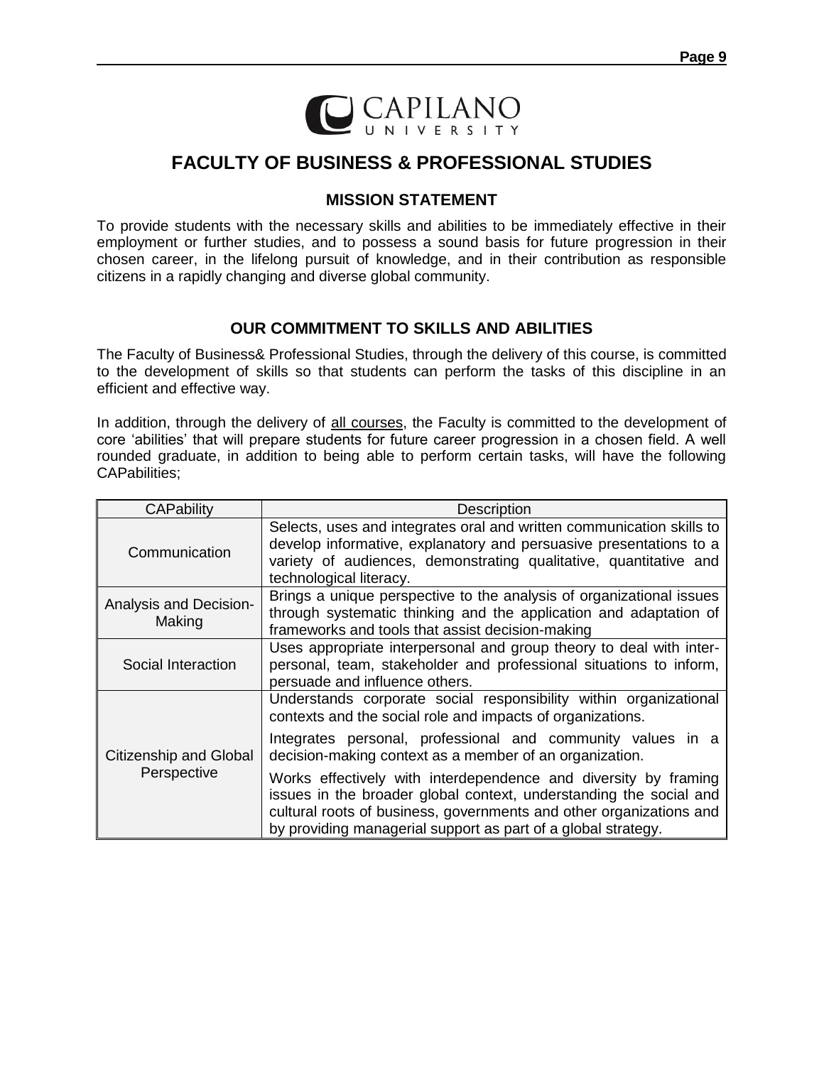CAPILANO UNIVERSITY

# FACULTY OF BUSINESS & PROFESSIONAL STUDIES

## MISSION STATEMENT

To provide students with the necessary skills and abilities to be immediately effective in their employment or further studies, and to possess a sound basis for future progression in their chosen career, in the lifelong pursuit of knowledge, and in their contribution as responsible citizens in a rapidly changing and diverse global community.

## OUR COMMITMENT TO SKILLS AND ABILITIES

The Faculty of Business& Professional Studies, through the delivery of this course, is committed to the development of skills so that students can perform the tasks of this discipline in an efficient and effective way.

In addition, through the delivery of <u>all courses</u>, the Faculty is committed to the development of core 'abilities' that will prepare students for future career progression in a chosen field. A well rounded graduate, in addition to being able to perform certain tasks, will have the following CAPabilities;

| CAPability | Description |
|---|---|
| Communication | Selects, uses and integrates oral and written communication skills to develop informative, explanatory and persuasive presentations to a variety of audiences, demonstrating qualitative, quantitative and technological literacy. |
| Analysis and Decision-Making | Brings a unique perspective to the analysis of organizational issues through systematic thinking and the application and adaptation of frameworks and tools that assist decision-making |
| Social Interaction | Uses appropriate interpersonal and group theory to deal with inter-personal, team, stakeholder and professional situations to inform, persuade and influence others. |
| Citizenship and Global Perspective | Understands corporate social responsibility within organizational contexts and the social role and impacts of organizations.<br><br>Integrates personal, professional and community values in a decision-making context as a member of an organization.<br><br>Works effectively with interdependence and diversity by framing issues in the broader global context, understanding the social and cultural roots of business, governments and other organizations and by providing managerial support as part of a global strategy. |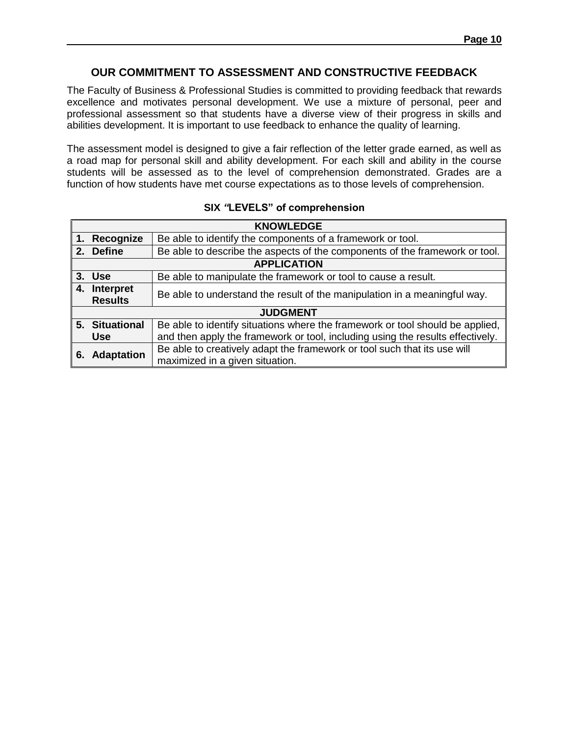## OUR COMMITMENT TO ASSESSMENT AND CONSTRUCTIVE FEEDBACK

The Faculty of Business & Professional Studies is committed to providing feedback that rewards excellence and motivates personal development. We use a mixture of personal, peer and professional assessment so that students have a diverse view of their progress in skills and abilities development. It is important to use feedback to enhance the quality of learning.

The assessment model is designed to give a fair reflection of the letter grade earned, as well as a road map for personal skill and ability development. For each skill and ability in the course students will be assessed as to the level of comprehension demonstrated. Grades are a function of how students have met course expectations as to those levels of comprehension.

**SIX "LEVELS" of comprehension**

| **KNOWLEDGE** | |
|---|---|
| **1. Recognize** | Be able to identify the components of a framework or tool. |
| **2. Define** | Be able to describe the aspects of the components of the framework or tool. |
| **APPLICATION** | |
| **3. Use** | Be able to manipulate the framework or tool to cause a result. |
| **4. Interpret Results** | Be able to understand the result of the manipulation in a meaningful way. |
| **JUDGMENT** | |
| **5. Situational Use** | Be able to identify situations where the framework or tool should be applied, and then apply the framework or tool, including using the results effectively. |
| **6. Adaptation** | Be able to creatively adapt the framework or tool such that its use will maximized in a given situation. |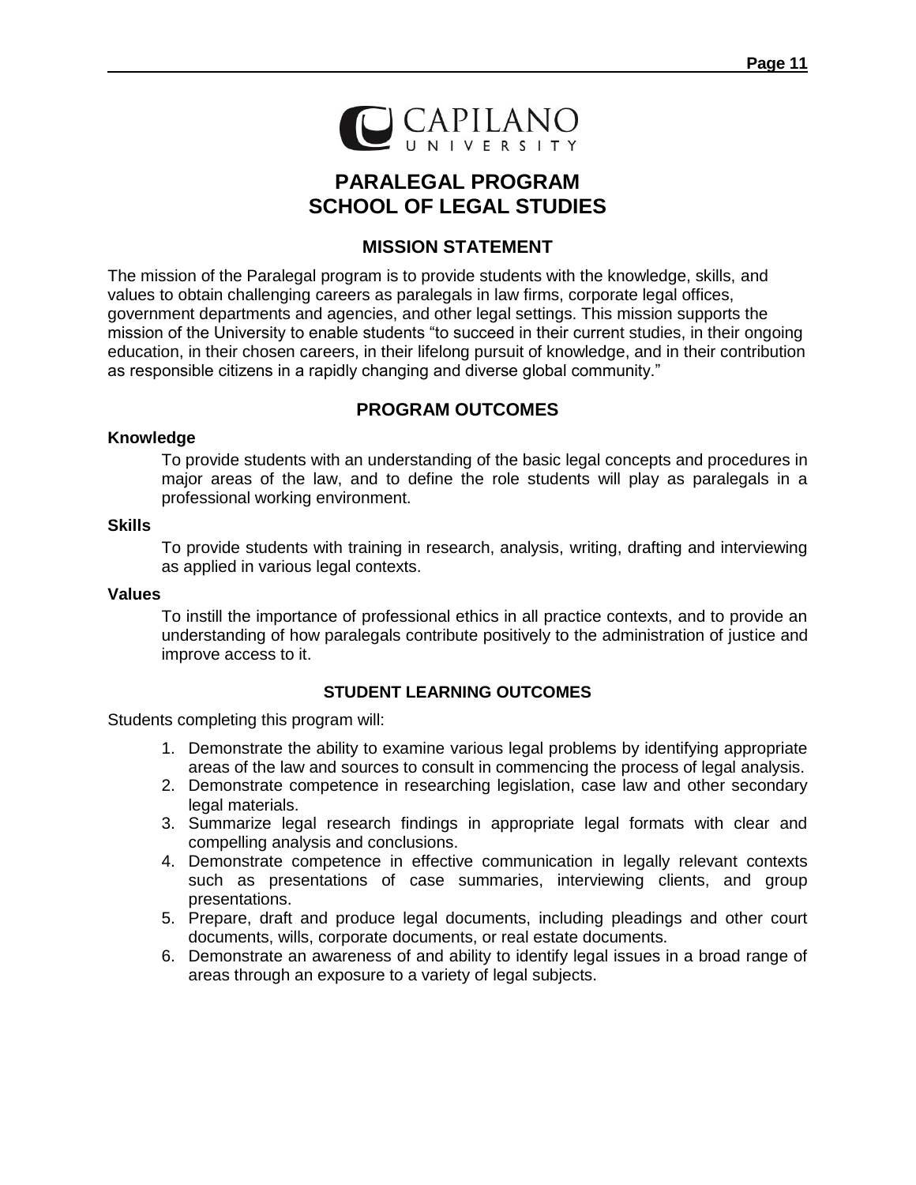CAPILANO UNIVERSITY

# PARALEGAL PROGRAM
# SCHOOL OF LEGAL STUDIES

## MISSION STATEMENT

The mission of the Paralegal program is to provide students with the knowledge, skills, and values to obtain challenging careers as paralegals in law firms, corporate legal offices, government departments and agencies, and other legal settings. This mission supports the mission of the University to enable students "to succeed in their current studies, in their ongoing education, in their chosen careers, in their lifelong pursuit of knowledge, and in their contribution as responsible citizens in a rapidly changing and diverse global community."

## PROGRAM OUTCOMES

**Knowledge**

To provide students with an understanding of the basic legal concepts and procedures in major areas of the law, and to define the role students will play as paralegals in a professional working environment.

**Skills**

To provide students with training in research, analysis, writing, drafting and interviewing as applied in various legal contexts.

**Values**

To instill the importance of professional ethics in all practice contexts, and to provide an understanding of how paralegals contribute positively to the administration of justice and improve access to it.

### STUDENT LEARNING OUTCOMES

Students completing this program will:

1. Demonstrate the ability to examine various legal problems by identifying appropriate areas of the law and sources to consult in commencing the process of legal analysis.
2. Demonstrate competence in researching legislation, case law and other secondary legal materials.
3. Summarize legal research findings in appropriate legal formats with clear and compelling analysis and conclusions.
4. Demonstrate competence in effective communication in legally relevant contexts such as presentations of case summaries, interviewing clients, and group presentations.
5. Prepare, draft and produce legal documents, including pleadings and other court documents, wills, corporate documents, or real estate documents.
6. Demonstrate an awareness of and ability to identify legal issues in a broad range of areas through an exposure to a variety of legal subjects.